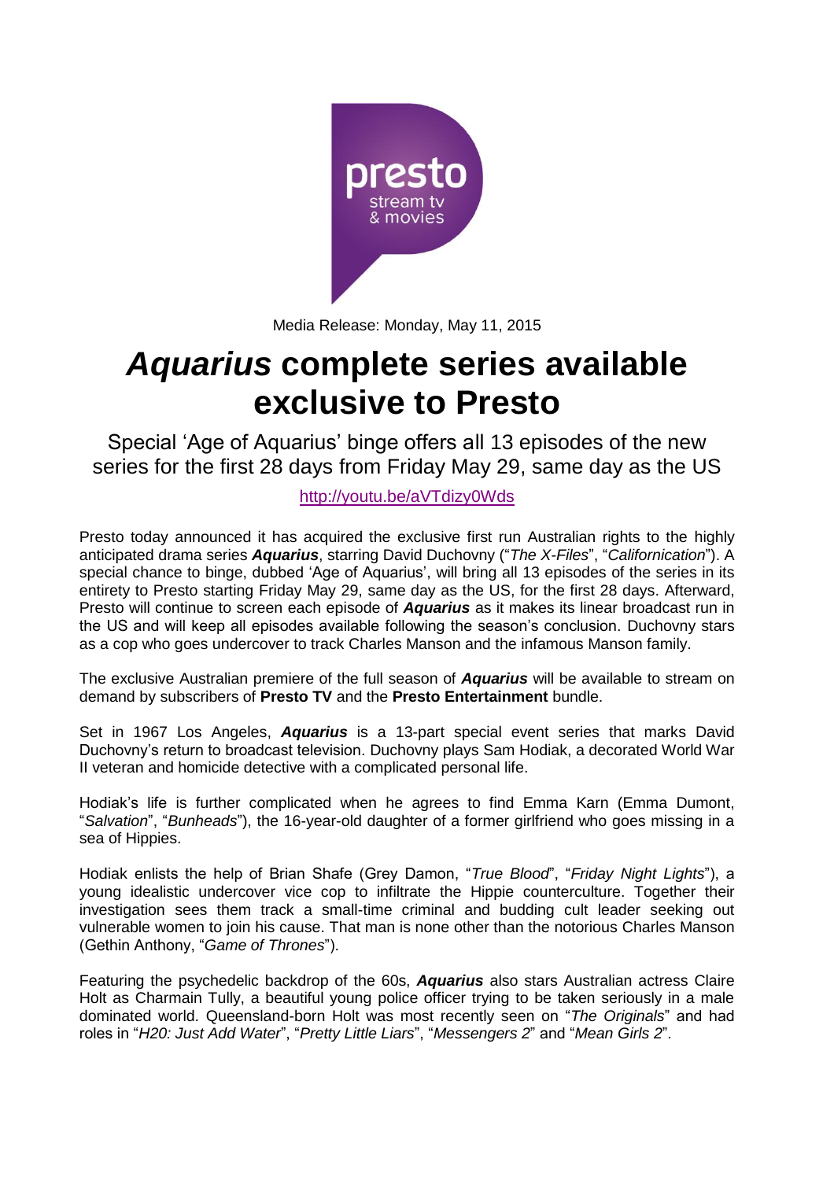Media Release: Monday, May 11, 2015

# *Aquarius* complete series available exclusive to Presto

Special 'Age of Aquarius' binge offers all 13 episodes of the new series for the first 28 days from Friday May 29, same day as the US

http://youtu.be/aVTdizy0Wds

Presto today announced it has acquired the exclusive first run Australian rights to the highly anticipated drama series ***Aquarius***, starring David Duchovny ("*The X-Files*", "*Californication*"). A special chance to binge, dubbed 'Age of Aquarius', will bring all 13 episodes of the series in its entirety to Presto starting Friday May 29, same day as the US, for the first 28 days. Afterward, Presto will continue to screen each episode of ***Aquarius*** as it makes its linear broadcast run in the US and will keep all episodes available following the season's conclusion. Duchovny stars as a cop who goes undercover to track Charles Manson and the infamous Manson family.

The exclusive Australian premiere of the full season of ***Aquarius*** will be available to stream on demand by subscribers of **Presto TV** and the **Presto Entertainment** bundle.

Set in 1967 Los Angeles, ***Aquarius*** is a 13-part special event series that marks David Duchovny's return to broadcast television. Duchovny plays Sam Hodiak, a decorated World War II veteran and homicide detective with a complicated personal life.

Hodiak's life is further complicated when he agrees to find Emma Karn (Emma Dumont, "*Salvation*", "*Bunheads*"), the 16-year-old daughter of a former girlfriend who goes missing in a sea of Hippies.

Hodiak enlists the help of Brian Shafe (Grey Damon, "*True Blood*", "*Friday Night Lights*"), a young idealistic undercover vice cop to infiltrate the Hippie counterculture. Together their investigation sees them track a small-time criminal and budding cult leader seeking out vulnerable women to join his cause. That man is none other than the notorious Charles Manson (Gethin Anthony, "*Game of Thrones*").

Featuring the psychedelic backdrop of the 60s, ***Aquarius*** also stars Australian actress Claire Holt as Charmain Tully, a beautiful young police officer trying to be taken seriously in a male dominated world. Queensland-born Holt was most recently seen on "*The Originals*" and had roles in "*H20: Just Add Water*", "*Pretty Little Liars*", "*Messengers 2*" and "*Mean Girls 2*".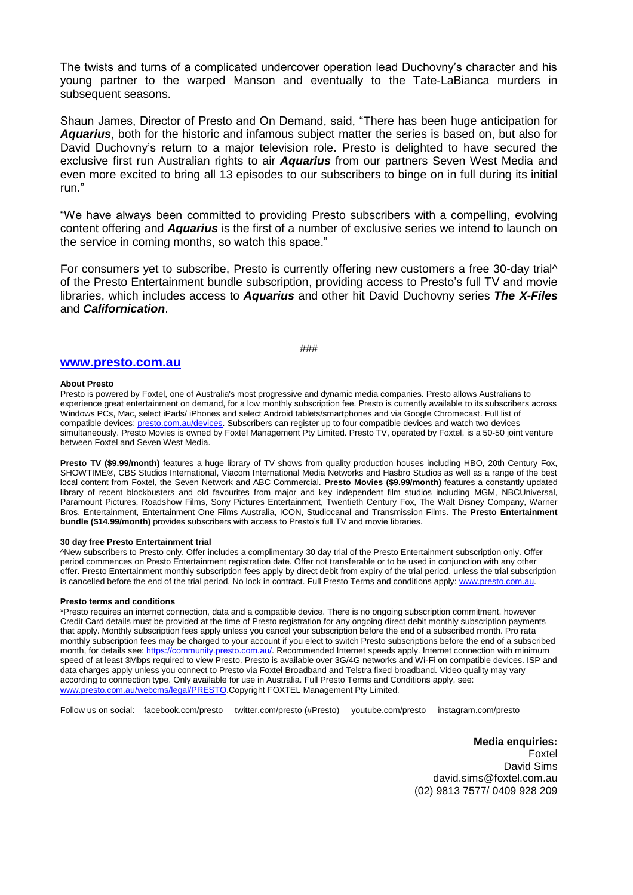The twists and turns of a complicated undercover operation lead Duchovny's character and his young partner to the warped Manson and eventually to the Tate-LaBianca murders in subsequent seasons.

Shaun James, Director of Presto and On Demand, said, "There has been huge anticipation for ***Aquarius***, both for the historic and infamous subject matter the series is based on, but also for David Duchovny's return to a major television role. Presto is delighted to have secured the exclusive first run Australian rights to air ***Aquarius*** from our partners Seven West Media and even more excited to bring all 13 episodes to our subscribers to binge on in full during its initial run."

"We have always been committed to providing Presto subscribers with a compelling, evolving content offering and ***Aquarius*** is the first of a number of exclusive series we intend to launch on the service in coming months, so watch this space."

For consumers yet to subscribe, Presto is currently offering new customers a free 30-day trial^ of the Presto Entertainment bundle subscription, providing access to Presto's full TV and movie libraries, which includes access to ***Aquarius*** and other hit David Duchovny series ***The X-Files*** and ***Californication***.

###

**www.presto.com.au**

**About Presto**

Presto is powered by Foxtel, one of Australia's most progressive and dynamic media companies. Presto allows Australians to experience great entertainment on demand, for a low monthly subscription fee. Presto is currently available to its subscribers across Windows PCs, Mac, select iPads/ iPhones and select Android tablets/smartphones and via Google Chromecast. Full list of compatible devices: presto.com.au/devices. Subscribers can register up to four compatible devices and watch two devices simultaneously. Presto Movies is owned by Foxtel Management Pty Limited. Presto TV, operated by Foxtel, is a 50-50 joint venture between Foxtel and Seven West Media.

**Presto TV ($9.99/month)** features a huge library of TV shows from quality production houses including HBO, 20th Century Fox, SHOWTIME®, CBS Studios International, Viacom International Media Networks and Hasbro Studios as well as a range of the best local content from Foxtel, the Seven Network and ABC Commercial. **Presto Movies ($9.99/month)** features a constantly updated library of recent blockbusters and old favourites from major and key independent film studios including MGM, NBCUniversal, Paramount Pictures, Roadshow Films, Sony Pictures Entertainment, Twentieth Century Fox, The Walt Disney Company, Warner Bros. Entertainment, Entertainment One Films Australia, ICON, Studiocanal and Transmission Films. The **Presto Entertainment bundle ($14.99/month)** provides subscribers with access to Presto's full TV and movie libraries.

**30 day free Presto Entertainment trial**

^New subscribers to Presto only. Offer includes a complimentary 30 day trial of the Presto Entertainment subscription only. Offer period commences on Presto Entertainment registration date. Offer not transferable or to be used in conjunction with any other offer. Presto Entertainment monthly subscription fees apply by direct debit from expiry of the trial period, unless the trial subscription is cancelled before the end of the trial period. No lock in contract. Full Presto Terms and conditions apply: www.presto.com.au.

**Presto terms and conditions**

*Presto requires an internet connection, data and a compatible device. There is no ongoing subscription commitment, however Credit Card details must be provided at the time of Presto registration for any ongoing direct debit monthly subscription payments that apply. Monthly subscription fees apply unless you cancel your subscription before the end of a subscribed month. Pro rata monthly subscription fees may be charged to your account if you elect to switch Presto subscriptions before the end of a subscribed month, for details see: https://community.presto.com.au/. Recommended Internet speeds apply. Internet connection with minimum speed of at least 3Mbps required to view Presto. Presto is available over 3G/4G networks and Wi-Fi on compatible devices. ISP and data charges apply unless you connect to Presto via Foxtel Broadband and Telstra fixed broadband. Video quality may vary according to connection type. Only available for use in Australia. Full Presto Terms and Conditions apply, see: www.presto.com.au/webcms/legal/PRESTO.Copyright FOXTEL Management Pty Limited.

Follow us on social: facebook.com/presto twitter.com/presto (#Presto) youtube.com/presto instagram.com/presto

**Media enquiries:**
Foxtel
David Sims
david.sims@foxtel.com.au
(02) 9813 7577/ 0409 928 209